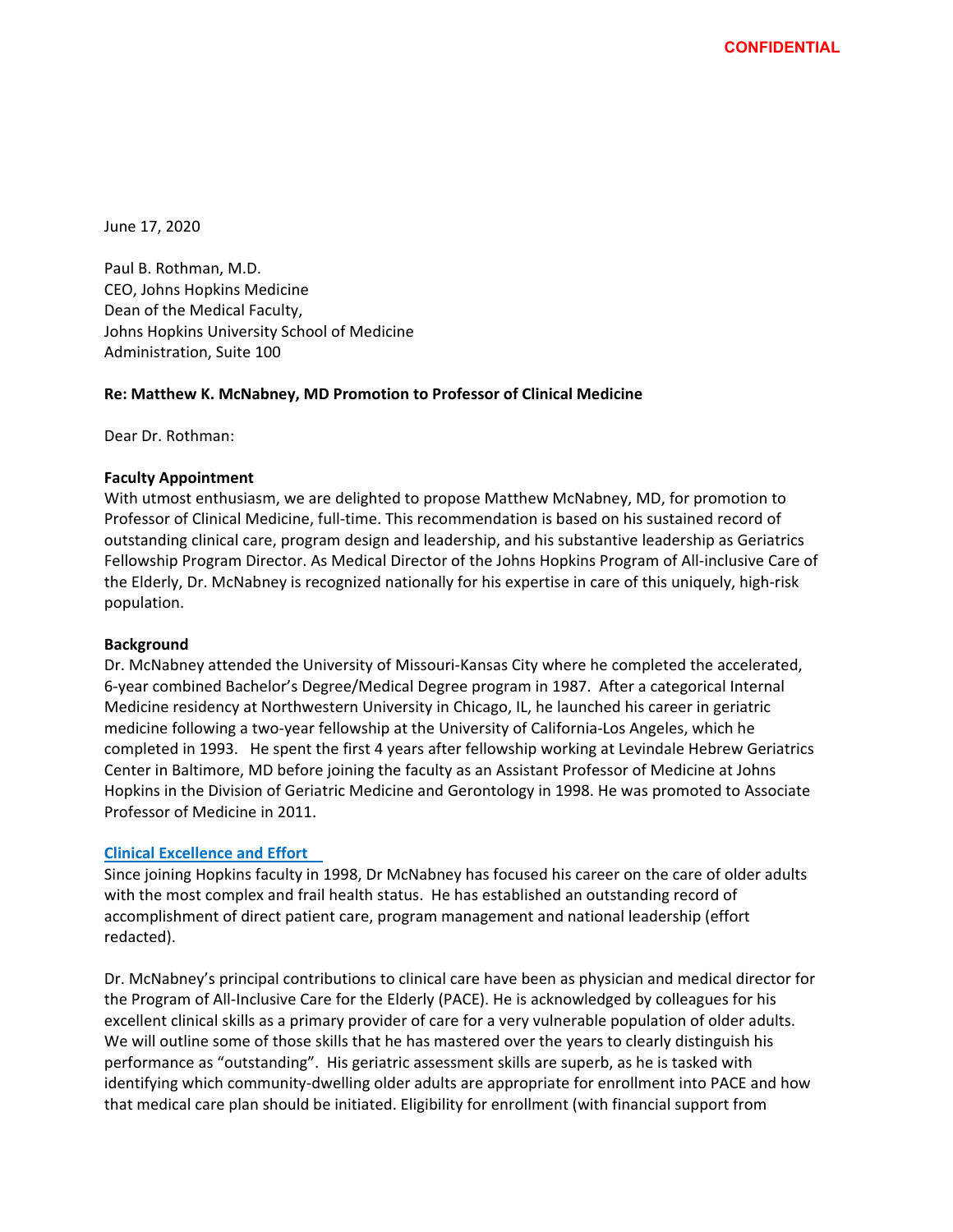CONFIDENTIAL

June 17, 2020

Paul B. Rothman, M.D.
CEO, Johns Hopkins Medicine
Dean of the Medical Faculty,
Johns Hopkins University School of Medicine
Administration, Suite 100

**Re: Matthew K. McNabney, MD Promotion to Professor of Clinical Medicine**

Dear Dr. Rothman:

**Faculty Appointment**

With utmost enthusiasm, we are delighted to propose Matthew McNabney, MD, for promotion to Professor of Clinical Medicine, full-time. This recommendation is based on his sustained record of outstanding clinical care, program design and leadership, and his substantive leadership as Geriatrics Fellowship Program Director. As Medical Director of the Johns Hopkins Program of All-inclusive Care of the Elderly, Dr. McNabney is recognized nationally for his expertise in care of this uniquely, high-risk population.

**Background**

Dr. McNabney attended the University of Missouri-Kansas City where he completed the accelerated, 6-year combined Bachelor's Degree/Medical Degree program in 1987. After a categorical Internal Medicine residency at Northwestern University in Chicago, IL, he launched his career in geriatric medicine following a two-year fellowship at the University of California-Los Angeles, which he completed in 1993. He spent the first 4 years after fellowship working at Levindale Hebrew Geriatrics Center in Baltimore, MD before joining the faculty as an Assistant Professor of Medicine at Johns Hopkins in the Division of Geriatric Medicine and Gerontology in 1998. He was promoted to Associate Professor of Medicine in 2011.

**Clinical Excellence and Effort**

Since joining Hopkins faculty in 1998, Dr McNabney has focused his career on the care of older adults with the most complex and frail health status. He has established an outstanding record of accomplishment of direct patient care, program management and national leadership (effort redacted).

Dr. McNabney's principal contributions to clinical care have been as physician and medical director for the Program of All-Inclusive Care for the Elderly (PACE). He is acknowledged by colleagues for his excellent clinical skills as a primary provider of care for a very vulnerable population of older adults. We will outline some of those skills that he has mastered over the years to clearly distinguish his performance as "outstanding". His geriatric assessment skills are superb, as he is tasked with identifying which community-dwelling older adults are appropriate for enrollment into PACE and how that medical care plan should be initiated. Eligibility for enrollment (with financial support from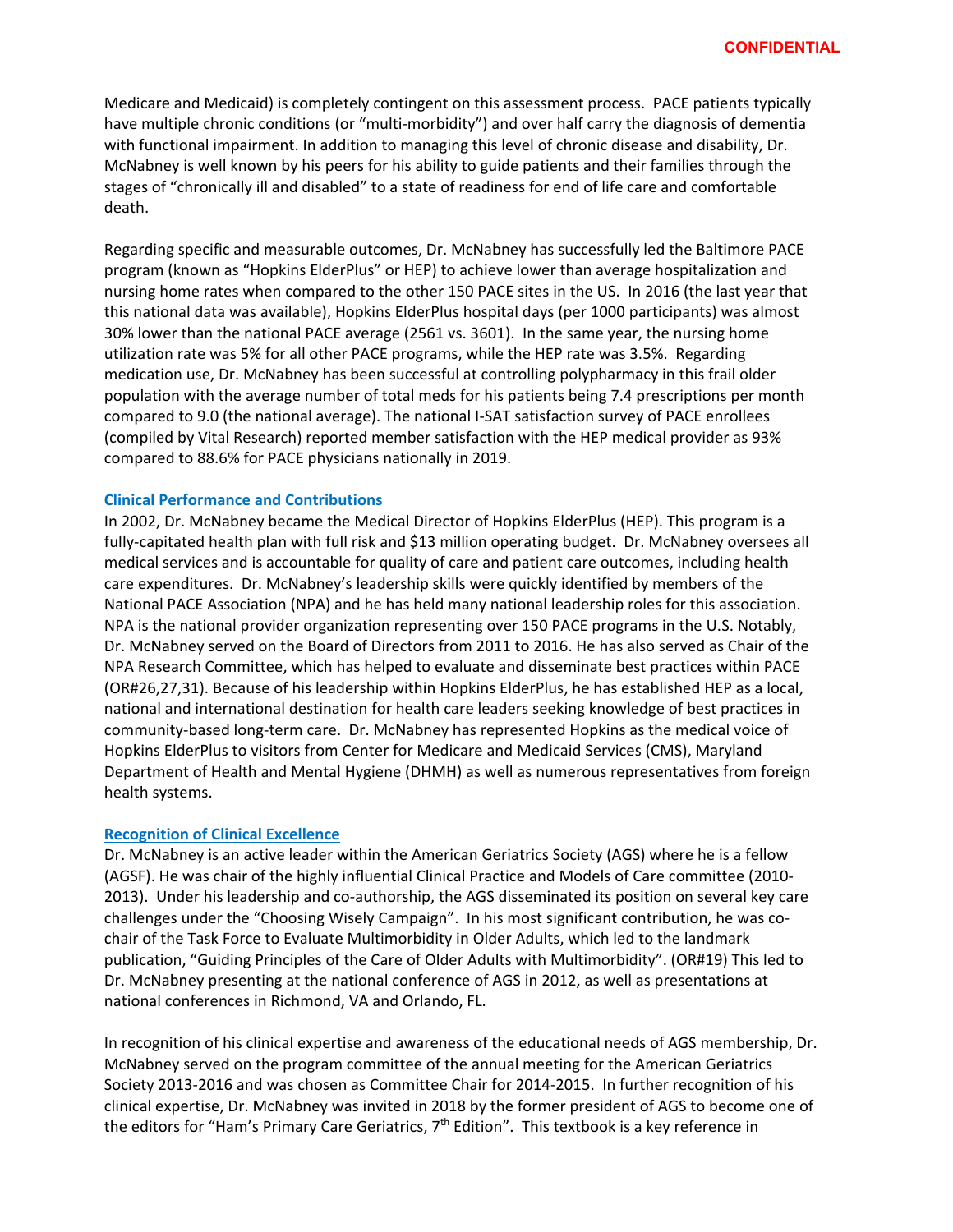Medicare and Medicaid) is completely contingent on this assessment process. PACE patients typically have multiple chronic conditions (or "multi-morbidity") and over half carry the diagnosis of dementia with functional impairment. In addition to managing this level of chronic disease and disability, Dr. McNabney is well known by his peers for his ability to guide patients and their families through the stages of "chronically ill and disabled" to a state of readiness for end of life care and comfortable death.

Regarding specific and measurable outcomes, Dr. McNabney has successfully led the Baltimore PACE program (known as "Hopkins ElderPlus" or HEP) to achieve lower than average hospitalization and nursing home rates when compared to the other 150 PACE sites in the US. In 2016 (the last year that this national data was available), Hopkins ElderPlus hospital days (per 1000 participants) was almost 30% lower than the national PACE average (2561 vs. 3601). In the same year, the nursing home utilization rate was 5% for all other PACE programs, while the HEP rate was 3.5%. Regarding medication use, Dr. McNabney has been successful at controlling polypharmacy in this frail older population with the average number of total meds for his patients being 7.4 prescriptions per month compared to 9.0 (the national average). The national I-SAT satisfaction survey of PACE enrollees (compiled by Vital Research) reported member satisfaction with the HEP medical provider as 93% compared to 88.6% for PACE physicians nationally in 2019.

## Clinical Performance and Contributions

In 2002, Dr. McNabney became the Medical Director of Hopkins ElderPlus (HEP). This program is a fully-capitated health plan with full risk and $13 million operating budget. Dr. McNabney oversees all medical services and is accountable for quality of care and patient care outcomes, including health care expenditures. Dr. McNabney's leadership skills were quickly identified by members of the National PACE Association (NPA) and he has held many national leadership roles for this association. NPA is the national provider organization representing over 150 PACE programs in the U.S. Notably, Dr. McNabney served on the Board of Directors from 2011 to 2016. He has also served as Chair of the NPA Research Committee, which has helped to evaluate and disseminate best practices within PACE (OR#26,27,31). Because of his leadership within Hopkins ElderPlus, he has established HEP as a local, national and international destination for health care leaders seeking knowledge of best practices in community-based long-term care. Dr. McNabney has represented Hopkins as the medical voice of Hopkins ElderPlus to visitors from Center for Medicare and Medicaid Services (CMS), Maryland Department of Health and Mental Hygiene (DHMH) as well as numerous representatives from foreign health systems.

## Recognition of Clinical Excellence

Dr. McNabney is an active leader within the American Geriatrics Society (AGS) where he is a fellow (AGSF). He was chair of the highly influential Clinical Practice and Models of Care committee (2010-2013). Under his leadership and co-authorship, the AGS disseminated its position on several key care challenges under the "Choosing Wisely Campaign". In his most significant contribution, he was co-chair of the Task Force to Evaluate Multimorbidity in Older Adults, which led to the landmark publication, "Guiding Principles of the Care of Older Adults with Multimorbidity". (OR#19) This led to Dr. McNabney presenting at the national conference of AGS in 2012, as well as presentations at national conferences in Richmond, VA and Orlando, FL.

In recognition of his clinical expertise and awareness of the educational needs of AGS membership, Dr. McNabney served on the program committee of the annual meeting for the American Geriatrics Society 2013-2016 and was chosen as Committee Chair for 2014-2015. In further recognition of his clinical expertise, Dr. McNabney was invited in 2018 by the former president of AGS to become one of the editors for "Ham's Primary Care Geriatrics, 7th Edition". This textbook is a key reference in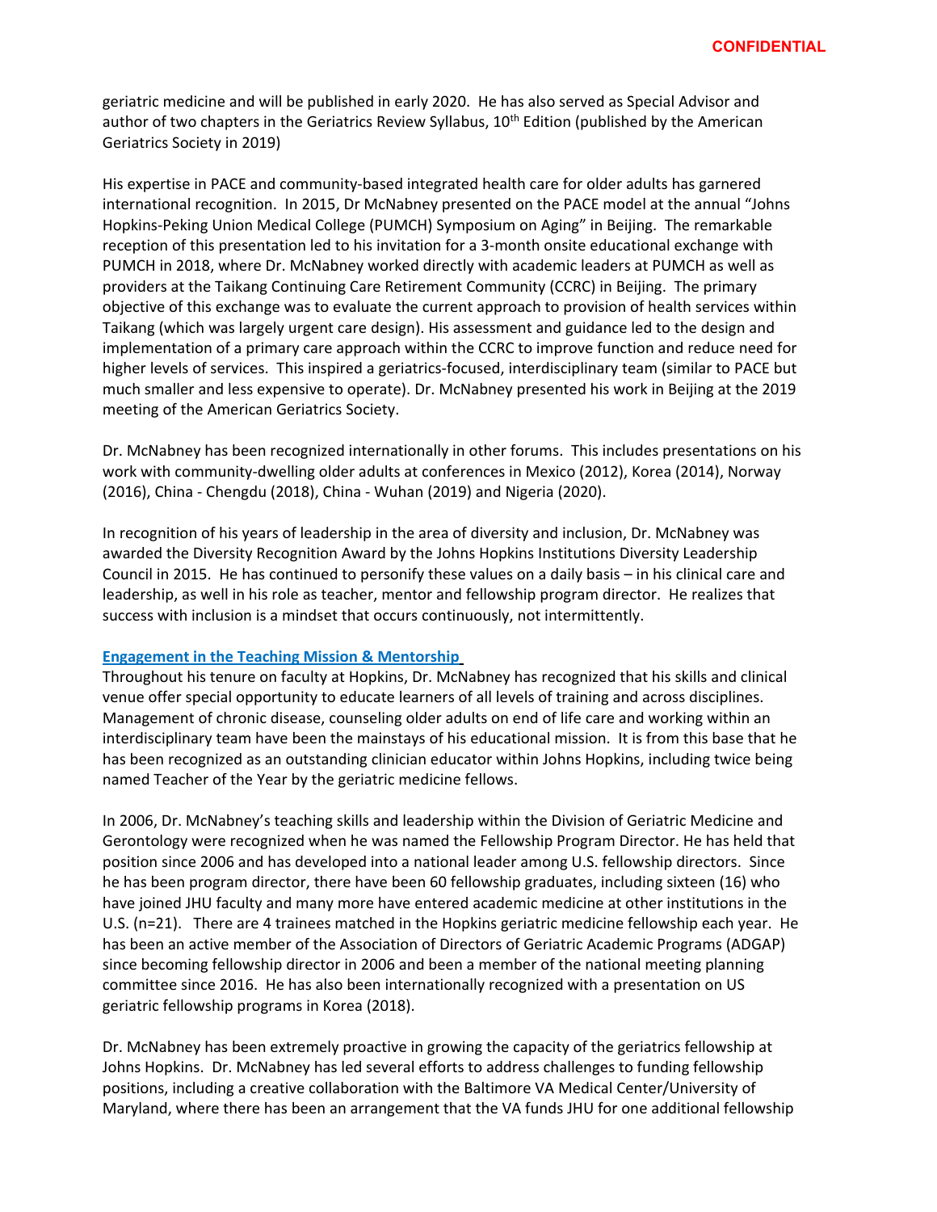geriatric medicine and will be published in early 2020. He has also served as Special Advisor and author of two chapters in the Geriatrics Review Syllabus, 10th Edition (published by the American Geriatrics Society in 2019)

His expertise in PACE and community-based integrated health care for older adults has garnered international recognition. In 2015, Dr McNabney presented on the PACE model at the annual "Johns Hopkins-Peking Union Medical College (PUMCH) Symposium on Aging" in Beijing. The remarkable reception of this presentation led to his invitation for a 3-month onsite educational exchange with PUMCH in 2018, where Dr. McNabney worked directly with academic leaders at PUMCH as well as providers at the Taikang Continuing Care Retirement Community (CCRC) in Beijing. The primary objective of this exchange was to evaluate the current approach to provision of health services within Taikang (which was largely urgent care design). His assessment and guidance led to the design and implementation of a primary care approach within the CCRC to improve function and reduce need for higher levels of services. This inspired a geriatrics-focused, interdisciplinary team (similar to PACE but much smaller and less expensive to operate). Dr. McNabney presented his work in Beijing at the 2019 meeting of the American Geriatrics Society.

Dr. McNabney has been recognized internationally in other forums. This includes presentations on his work with community-dwelling older adults at conferences in Mexico (2012), Korea (2014), Norway (2016), China - Chengdu (2018), China - Wuhan (2019) and Nigeria (2020).

In recognition of his years of leadership in the area of diversity and inclusion, Dr. McNabney was awarded the Diversity Recognition Award by the Johns Hopkins Institutions Diversity Leadership Council in 2015. He has continued to personify these values on a daily basis – in his clinical care and leadership, as well in his role as teacher, mentor and fellowship program director. He realizes that success with inclusion is a mindset that occurs continuously, not intermittently.

## Engagement in the Teaching Mission & Mentorship

Throughout his tenure on faculty at Hopkins, Dr. McNabney has recognized that his skills and clinical venue offer special opportunity to educate learners of all levels of training and across disciplines. Management of chronic disease, counseling older adults on end of life care and working within an interdisciplinary team have been the mainstays of his educational mission. It is from this base that he has been recognized as an outstanding clinician educator within Johns Hopkins, including twice being named Teacher of the Year by the geriatric medicine fellows.

In 2006, Dr. McNabney's teaching skills and leadership within the Division of Geriatric Medicine and Gerontology were recognized when he was named the Fellowship Program Director. He has held that position since 2006 and has developed into a national leader among U.S. fellowship directors. Since he has been program director, there have been 60 fellowship graduates, including sixteen (16) who have joined JHU faculty and many more have entered academic medicine at other institutions in the U.S. (n=21). There are 4 trainees matched in the Hopkins geriatric medicine fellowship each year. He has been an active member of the Association of Directors of Geriatric Academic Programs (ADGAP) since becoming fellowship director in 2006 and been a member of the national meeting planning committee since 2016. He has also been internationally recognized with a presentation on US geriatric fellowship programs in Korea (2018).

Dr. McNabney has been extremely proactive in growing the capacity of the geriatrics fellowship at Johns Hopkins. Dr. McNabney has led several efforts to address challenges to funding fellowship positions, including a creative collaboration with the Baltimore VA Medical Center/University of Maryland, where there has been an arrangement that the VA funds JHU for one additional fellowship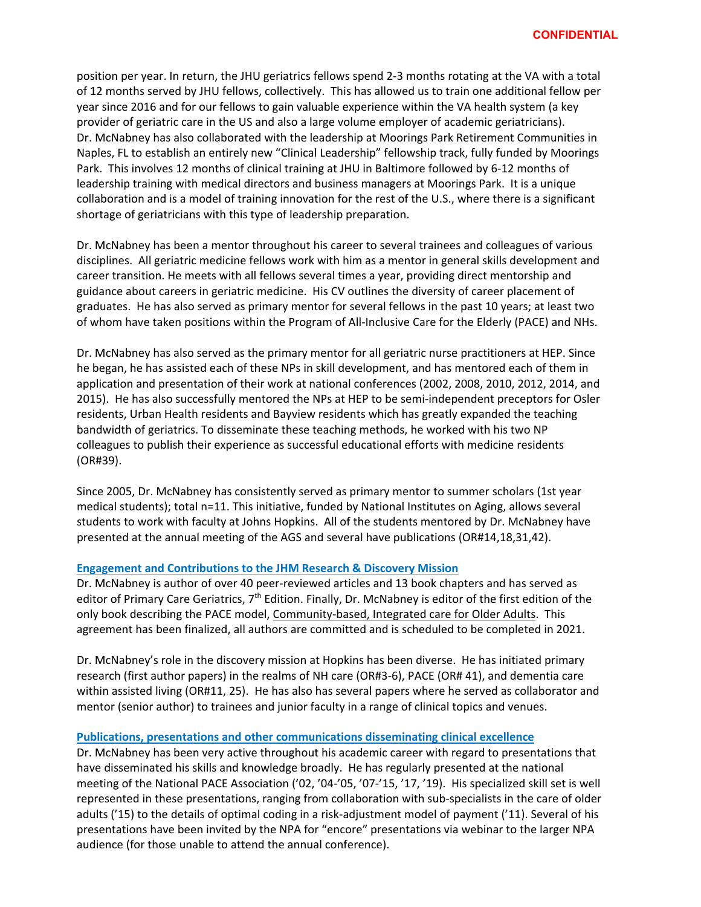position per year. In return, the JHU geriatrics fellows spend 2-3 months rotating at the VA with a total of 12 months served by JHU fellows, collectively. This has allowed us to train one additional fellow per year since 2016 and for our fellows to gain valuable experience within the VA health system (a key provider of geriatric care in the US and also a large volume employer of academic geriatricians). Dr. McNabney has also collaborated with the leadership at Moorings Park Retirement Communities in Naples, FL to establish an entirely new "Clinical Leadership" fellowship track, fully funded by Moorings Park. This involves 12 months of clinical training at JHU in Baltimore followed by 6-12 months of leadership training with medical directors and business managers at Moorings Park. It is a unique collaboration and is a model of training innovation for the rest of the U.S., where there is a significant shortage of geriatricians with this type of leadership preparation.

Dr. McNabney has been a mentor throughout his career to several trainees and colleagues of various disciplines. All geriatric medicine fellows work with him as a mentor in general skills development and career transition. He meets with all fellows several times a year, providing direct mentorship and guidance about careers in geriatric medicine. His CV outlines the diversity of career placement of graduates. He has also served as primary mentor for several fellows in the past 10 years; at least two of whom have taken positions within the Program of All-Inclusive Care for the Elderly (PACE) and NHs.

Dr. McNabney has also served as the primary mentor for all geriatric nurse practitioners at HEP. Since he began, he has assisted each of these NPs in skill development, and has mentored each of them in application and presentation of their work at national conferences (2002, 2008, 2010, 2012, 2014, and 2015). He has also successfully mentored the NPs at HEP to be semi-independent preceptors for Osler residents, Urban Health residents and Bayview residents which has greatly expanded the teaching bandwidth of geriatrics. To disseminate these teaching methods, he worked with his two NP colleagues to publish their experience as successful educational efforts with medicine residents (OR#39).

Since 2005, Dr. McNabney has consistently served as primary mentor to summer scholars (1st year medical students); total n=11. This initiative, funded by National Institutes on Aging, allows several students to work with faculty at Johns Hopkins. All of the students mentored by Dr. McNabney have presented at the annual meeting of the AGS and several have publications (OR#14,18,31,42).

## Engagement and Contributions to the JHM Research & Discovery Mission

Dr. McNabney is author of over 40 peer-reviewed articles and 13 book chapters and has served as editor of Primary Care Geriatrics, 7th Edition. Finally, Dr. McNabney is editor of the first edition of the only book describing the PACE model, Community-based, Integrated care for Older Adults. This agreement has been finalized, all authors are committed and is scheduled to be completed in 2021.

Dr. McNabney's role in the discovery mission at Hopkins has been diverse. He has initiated primary research (first author papers) in the realms of NH care (OR#3-6), PACE (OR# 41), and dementia care within assisted living (OR#11, 25). He has also has several papers where he served as collaborator and mentor (senior author) to trainees and junior faculty in a range of clinical topics and venues.

## Publications, presentations and other communications disseminating clinical excellence

Dr. McNabney has been very active throughout his academic career with regard to presentations that have disseminated his skills and knowledge broadly. He has regularly presented at the national meeting of the National PACE Association ('02, '04-'05, '07-'15, '17, '19). His specialized skill set is well represented in these presentations, ranging from collaboration with sub-specialists in the care of older adults ('15) to the details of optimal coding in a risk-adjustment model of payment ('11). Several of his presentations have been invited by the NPA for "encore" presentations via webinar to the larger NPA audience (for those unable to attend the annual conference).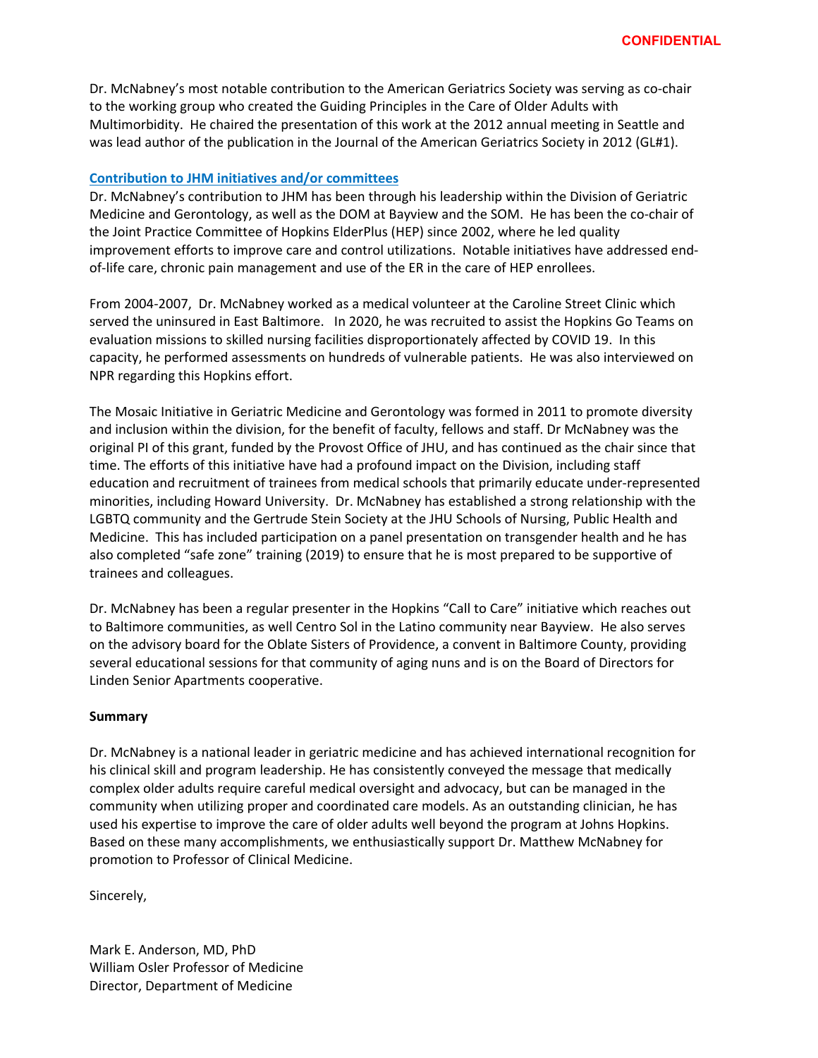CONFIDENTIAL

Dr. McNabney's most notable contribution to the American Geriatrics Society was serving as co-chair to the working group who created the Guiding Principles in the Care of Older Adults with Multimorbidity. He chaired the presentation of this work at the 2012 annual meeting in Seattle and was lead author of the publication in the Journal of the American Geriatrics Society in 2012 (GL#1).

**Contribution to JHM initiatives and/or committees**

Dr. McNabney's contribution to JHM has been through his leadership within the Division of Geriatric Medicine and Gerontology, as well as the DOM at Bayview and the SOM. He has been the co-chair of the Joint Practice Committee of Hopkins ElderPlus (HEP) since 2002, where he led quality improvement efforts to improve care and control utilizations. Notable initiatives have addressed end-of-life care, chronic pain management and use of the ER in the care of HEP enrollees.

From 2004-2007, Dr. McNabney worked as a medical volunteer at the Caroline Street Clinic which served the uninsured in East Baltimore. In 2020, he was recruited to assist the Hopkins Go Teams on evaluation missions to skilled nursing facilities disproportionately affected by COVID 19. In this capacity, he performed assessments on hundreds of vulnerable patients. He was also interviewed on NPR regarding this Hopkins effort.

The Mosaic Initiative in Geriatric Medicine and Gerontology was formed in 2011 to promote diversity and inclusion within the division, for the benefit of faculty, fellows and staff. Dr McNabney was the original PI of this grant, funded by the Provost Office of JHU, and has continued as the chair since that time. The efforts of this initiative have had a profound impact on the Division, including staff education and recruitment of trainees from medical schools that primarily educate under-represented minorities, including Howard University. Dr. McNabney has established a strong relationship with the LGBTQ community and the Gertrude Stein Society at the JHU Schools of Nursing, Public Health and Medicine. This has included participation on a panel presentation on transgender health and he has also completed "safe zone" training (2019) to ensure that he is most prepared to be supportive of trainees and colleagues.

Dr. McNabney has been a regular presenter in the Hopkins "Call to Care" initiative which reaches out to Baltimore communities, as well Centro Sol in the Latino community near Bayview. He also serves on the advisory board for the Oblate Sisters of Providence, a convent in Baltimore County, providing several educational sessions for that community of aging nuns and is on the Board of Directors for Linden Senior Apartments cooperative.

**Summary**

Dr. McNabney is a national leader in geriatric medicine and has achieved international recognition for his clinical skill and program leadership. He has consistently conveyed the message that medically complex older adults require careful medical oversight and advocacy, but can be managed in the community when utilizing proper and coordinated care models. As an outstanding clinician, he has used his expertise to improve the care of older adults well beyond the program at Johns Hopkins. Based on these many accomplishments, we enthusiastically support Dr. Matthew McNabney for promotion to Professor of Clinical Medicine.

Sincerely,

Mark E. Anderson, MD, PhD
William Osler Professor of Medicine
Director, Department of Medicine